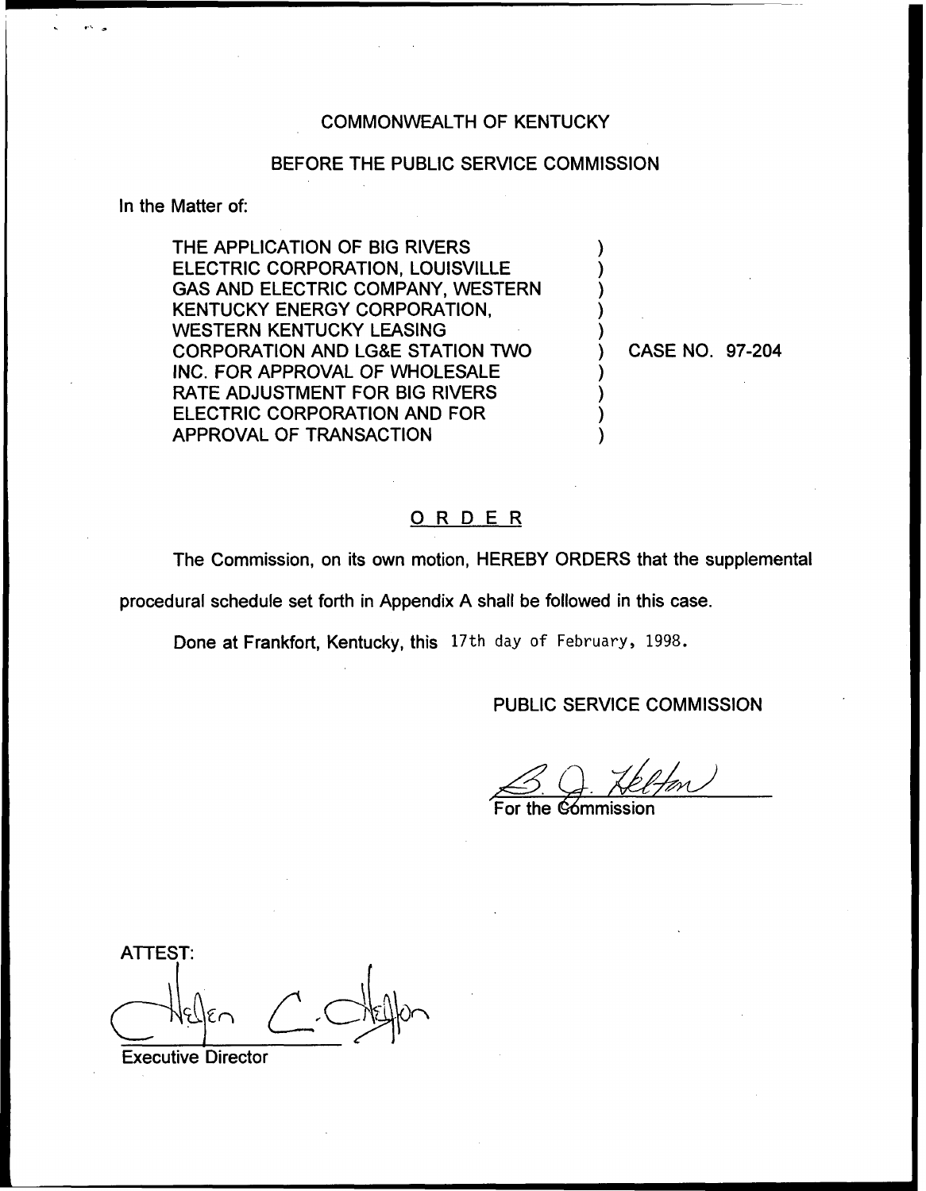COMMONWEALTH OF KENTUCKY

BEFORE THE PUBLIC SERVICE COMMISSION

In the Matter of:

| | | |
|---|---|---|
| THE APPLICATION OF BIG RIVERS ELECTRIC CORPORATION, LOUISVILLE GAS AND ELECTRIC COMPANY, WESTERN KENTUCKY ENERGY CORPORATION, WESTERN KENTUCKY LEASING CORPORATION AND LG&E STATION TWO INC. FOR APPROVAL OF WHOLESALE RATE ADJUSTMENT FOR BIG RIVERS ELECTRIC CORPORATION AND FOR APPROVAL OF TRANSACTION | ) | CASE NO. 97-204 |

## ORDER

The Commission, on its own motion, HEREBY ORDERS that the supplemental procedural schedule set forth in Appendix A shall be followed in this case.

Done at Frankfort, Kentucky, this 17th day of February, 1998.

PUBLIC SERVICE COMMISSION

For the Commission

ATTEST:

Executive Director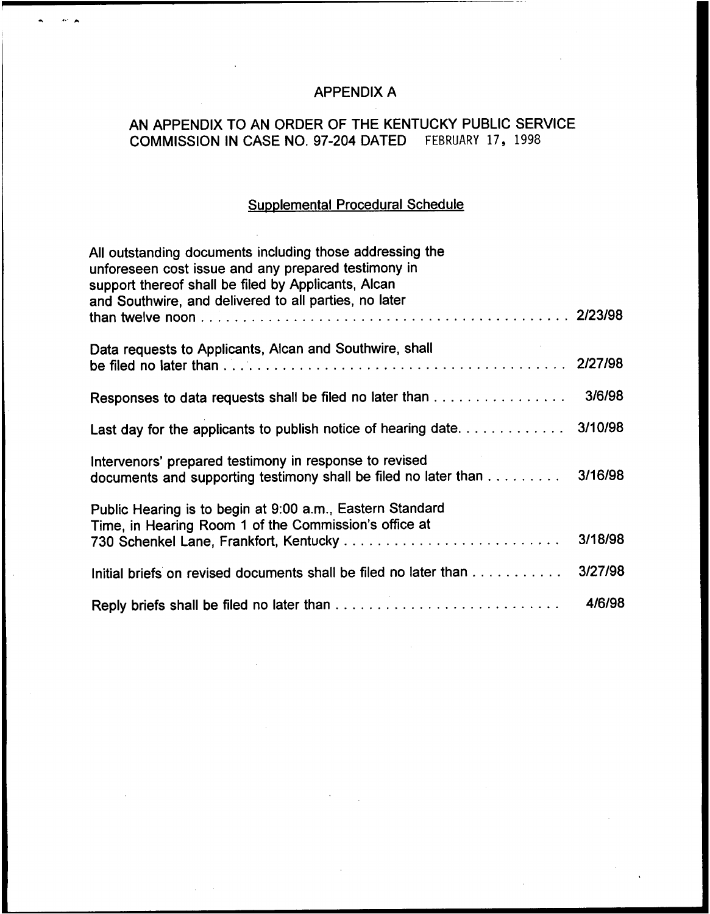# APPENDIX A

## AN APPENDIX TO AN ORDER OF THE KENTUCKY PUBLIC SERVICE COMMISSION IN CASE NO. 97-204 DATED FEBRUARY 17, 1998

### Supplemental Procedural Schedule

| | |
|---|---|
| All outstanding documents including those addressing the unforeseen cost issue and any prepared testimony in support thereof shall be filed by Applicants, Alcan and Southwire, and delivered to all parties, no later than twelve noon | 2/23/98 |
| Data requests to Applicants, Alcan and Southwire, shall be filed no later than | 2/27/98 |
| Responses to data requests shall be filed no later than | 3/6/98 |
| Last day for the applicants to publish notice of hearing date. | 3/10/98 |
| Intervenors' prepared testimony in response to revised documents and supporting testimony shall be filed no later than | 3/16/98 |
| Public Hearing is to begin at 9:00 a.m., Eastern Standard Time, in Hearing Room 1 of the Commission's office at 730 Schenkel Lane, Frankfort, Kentucky | 3/18/98 |
| Initial briefs on revised documents shall be filed no later than | 3/27/98 |
| Reply briefs shall be filed no later than | 4/6/98 |